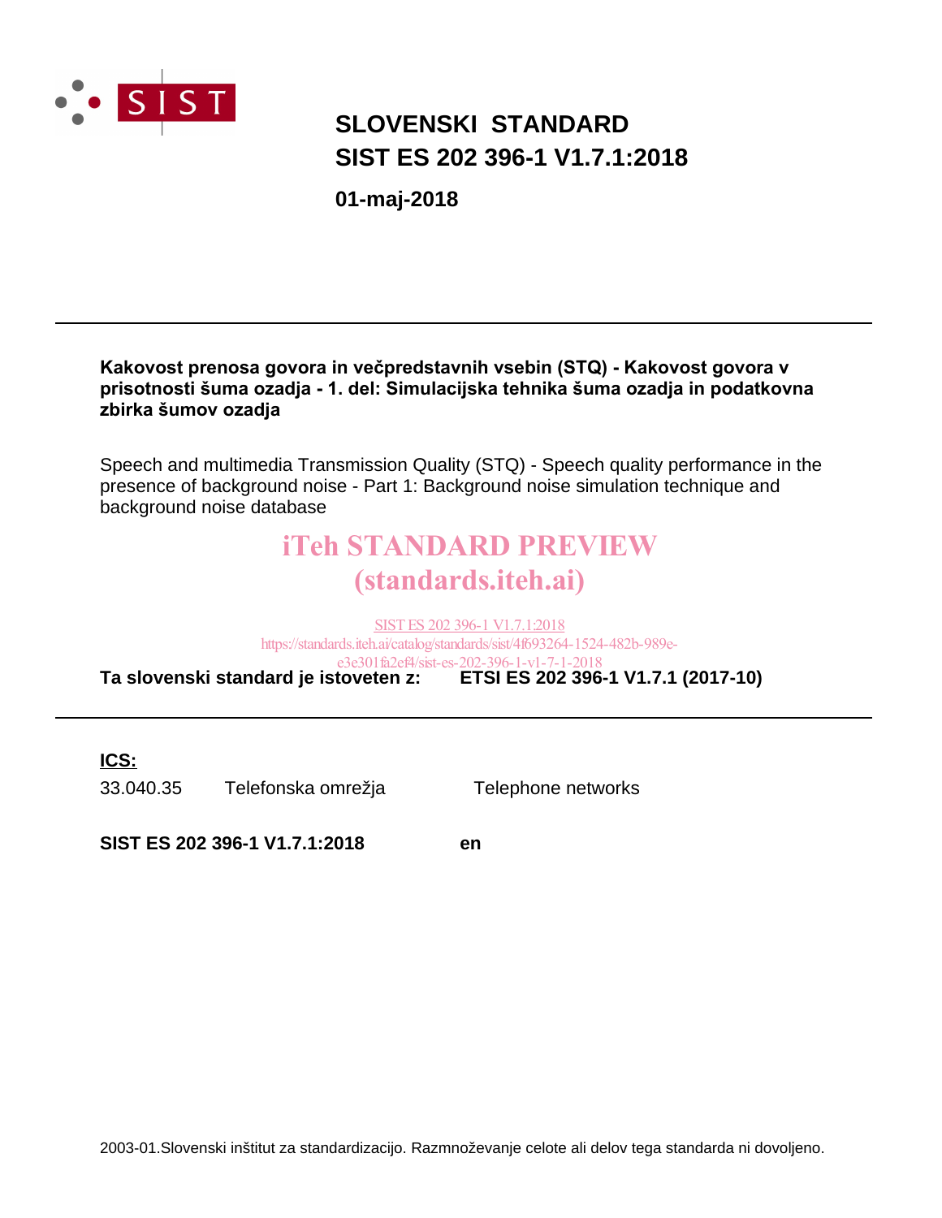SIST

# SLOVENSKI STANDARD
# SIST ES 202 396-1 V1.7.1:2018

**01-maj-2018**

---

**Kakovost prenosa govora in večpredstavnih vsebin (STQ) - Kakovost govora v prisotnosti šuma ozadja - 1. del: Simulacijska tehnika šuma ozadja in podatkovna zbirka šumov ozadja**

Speech and multimedia Transmission Quality (STQ) - Speech quality performance in the presence of background noise - Part 1: Background noise simulation technique and background noise database

iTeh STANDARD PREVIEW
(standards.iteh.ai)

SIST ES 202 396-1 V1.7.1:2018
https://standards.iteh.ai/catalog/standards/sist/4f693264-1524-482b-989e-e3e301fa2ef4/sist-es-202-396-1-v1-7-1-2018

**Ta slovenski standard je istoveten z: ETSI ES 202 396-1 V1.7.1 (2017-10)**

---

**ICS:**

| | | |
|---|---|---|
| 33.040.35 | Telefonska omrežja | Telephone networks |

**SIST ES 202 396-1 V1.7.1:2018** **en**

2003-01.Slovenski inštitut za standardizacijo. Razmnoževanje celote ali delov tega standarda ni dovoljeno.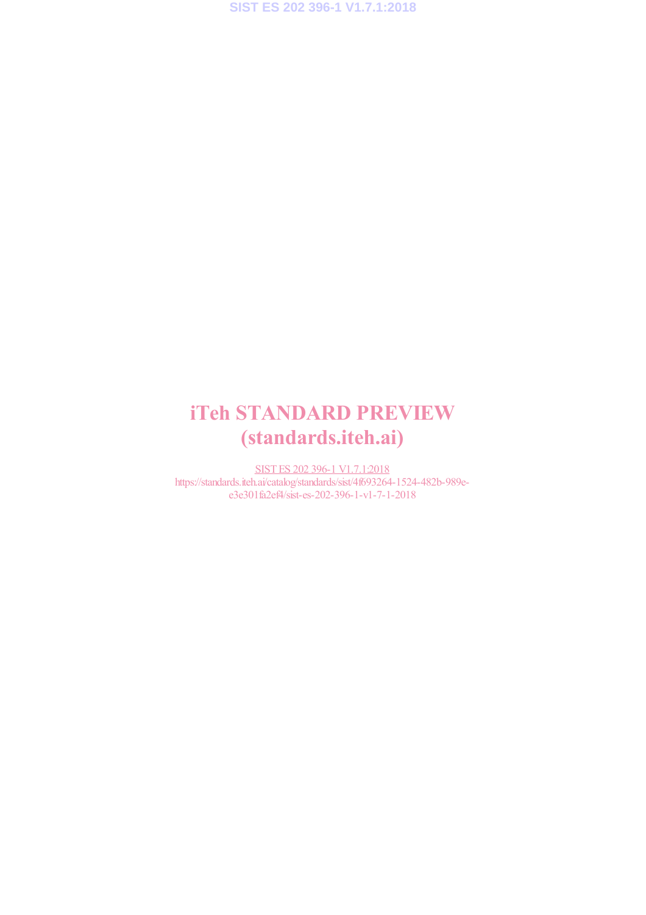iTeh STANDARD PREVIEW
(standards.iteh.ai)

SIST ES 202 396-1 V1.7.1:2018
https://standards.iteh.ai/catalog/standards/sist/4f693264-1524-482b-989e-e3e301fa2ef4/sist-es-202-396-1-v1-7-1-2018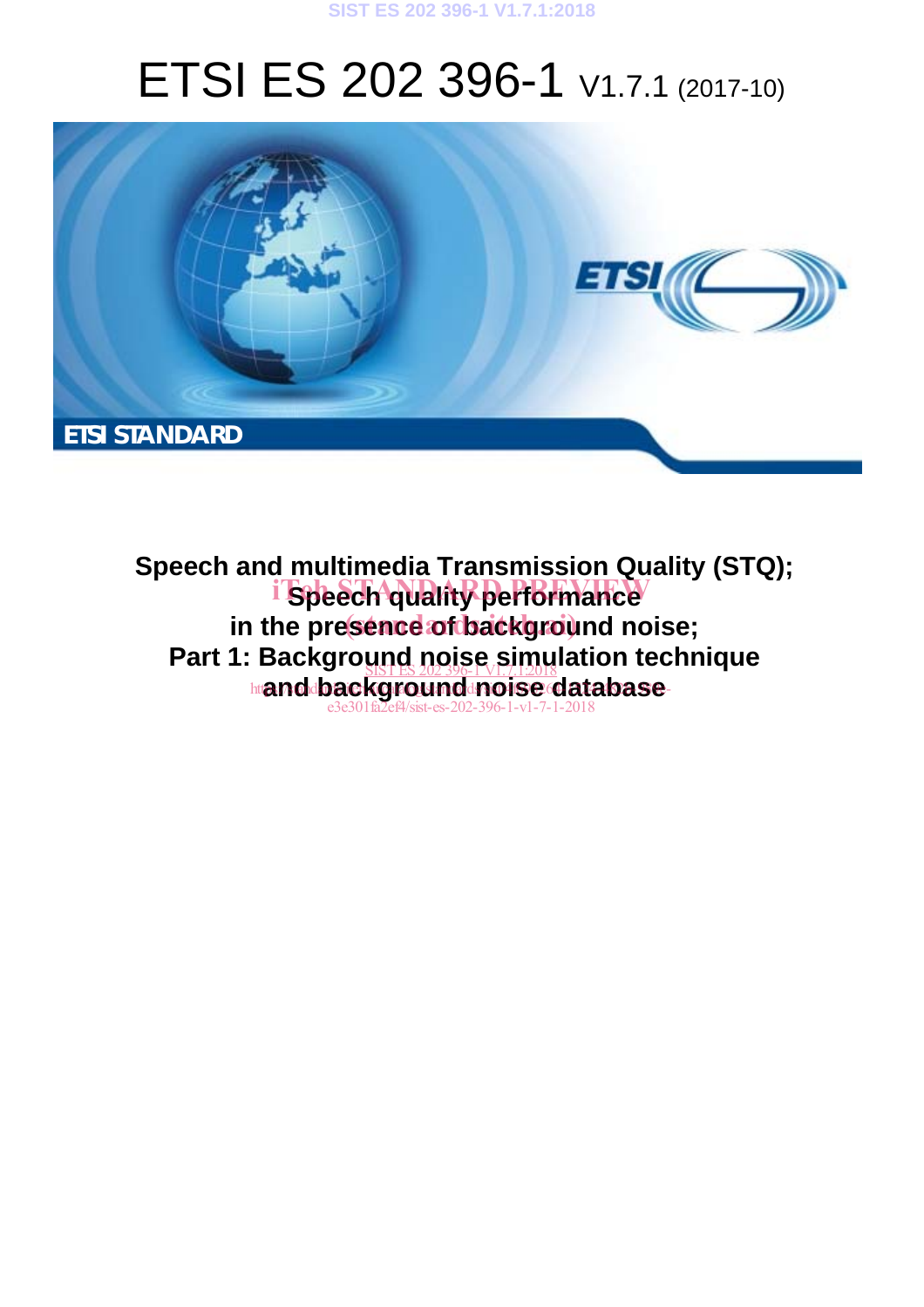# ETSI ES 202 396-1 V1.7.1 (2017-10)

ETSI STANDARD

**Speech and multimedia Transmission Quality (STQ); Speech quality performance in the presence of background noise; Part 1: Background noise simulation technique and background noise database**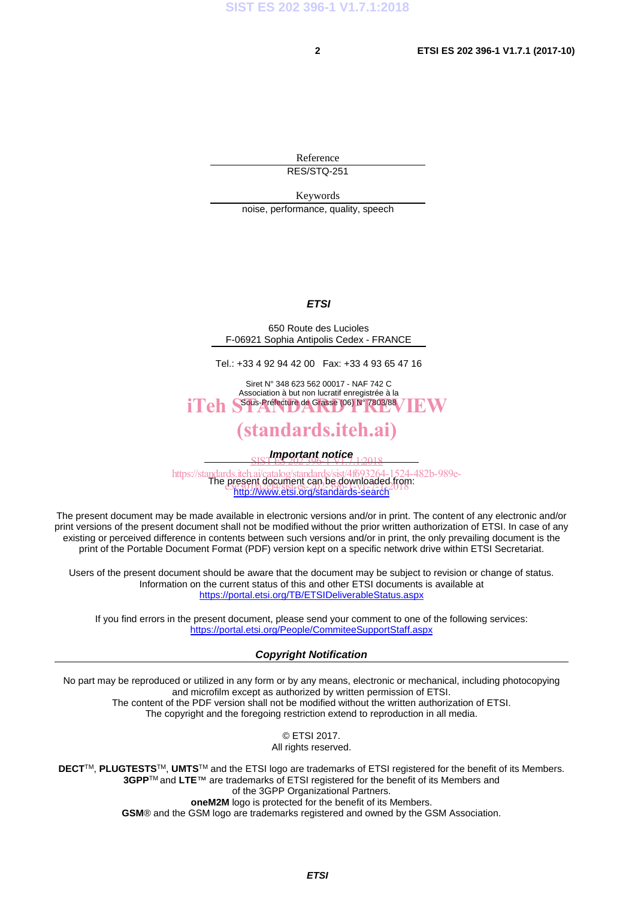Reference

RES/STQ-251

Keywords

noise, performance, quality, speech

***ETSI***

650 Route des Lucioles
F-06921 Sophia Antipolis Cedex - FRANCE

Tel.: +33 4 92 94 42 00   Fax: +33 4 93 65 47 16

Siret N° 348 623 562 00017 - NAF 742 C
Association à but non lucratif enregistrée à la
Sous-Préfecture de Grasse (06) N° 7803/88

iTeh STANDARD PREVIEW
(standards.iteh.ai)

SIST ES 202 396-1 V1.7.1:2018
https://standards.iteh.ai/catalog/standards/sist/4f693264-1524-482b-989e-e3c010c2f4/sist-es-202-396-1-v1-7-1-2018

***Important notice***

The present document can be downloaded from:
http://www.etsi.org/standards-search

The present document may be made available in electronic versions and/or in print. The content of any electronic and/or print versions of the present document shall not be modified without the prior written authorization of ETSI. In case of any existing or perceived difference in contents between such versions and/or in print, the only prevailing document is the print of the Portable Document Format (PDF) version kept on a specific network drive within ETSI Secretariat.

Users of the present document should be aware that the document may be subject to revision or change of status. Information on the current status of this and other ETSI documents is available at
https://portal.etsi.org/TB/ETSIDeliverableStatus.aspx

If you find errors in the present document, please send your comment to one of the following services:
https://portal.etsi.org/People/CommiteeSupportStaff.aspx

***Copyright Notification***

No part may be reproduced or utilized in any form or by any means, electronic or mechanical, including photocopying and microfilm except as authorized by written permission of ETSI.
The content of the PDF version shall not be modified without the written authorization of ETSI.
The copyright and the foregoing restriction extend to reproduction in all media.

© ETSI 2017.
All rights reserved.

**DECT**™, **PLUGTESTS**™, **UMTS**™ and the ETSI logo are trademarks of ETSI registered for the benefit of its Members.
**3GPP**™ and **LTE**™ are trademarks of ETSI registered for the benefit of its Members and of the 3GPP Organizational Partners.
**oneM2M** logo is protected for the benefit of its Members.
**GSM**® and the GSM logo are trademarks registered and owned by the GSM Association.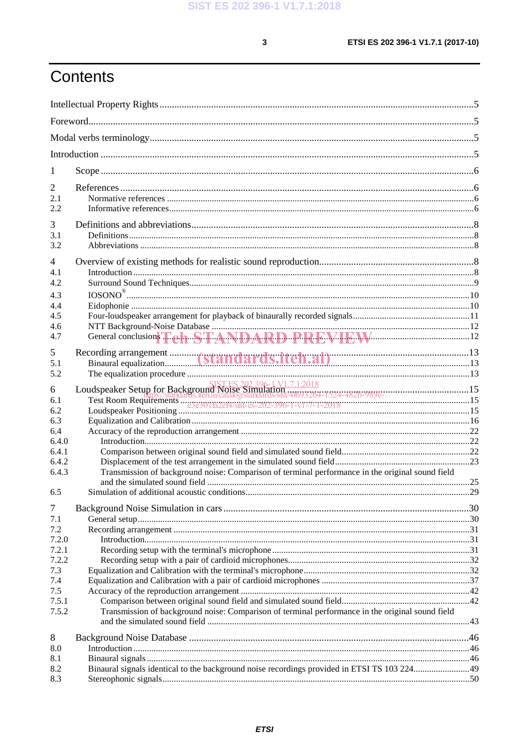# Contents

Intellectual Property Rights ..... 5

Foreword ..... 5

Modal verbs terminology ..... 5

Introduction ..... 5

1 Scope ..... 6

2 References ..... 6
- 2.1 Normative references ..... 6
- 2.2 Informative references ..... 6

3 Definitions and abbreviations ..... 8
- 3.1 Definitions ..... 8
- 3.2 Abbreviations ..... 8

4 Overview of existing methods for realistic sound reproduction ..... 8
- 4.1 Introduction ..... 8
- 4.2 Surround Sound Techniques ..... 9
- 4.3 IOSONO® ..... 10
- 4.4 Eidophonie ..... 10
- 4.5 Four-loudspeaker arrangement for playback of binaurally recorded signals ..... 11
- 4.6 NTT Background-Noise Database ..... 12
- 4.7 General conclusions ..... 12

5 Recording arrangement ..... 13
- 5.1 Binaural equalization ..... 13
- 5.2 The equalization procedure ..... 13

6 Loudspeaker Setup for Background Noise Simulation ..... 15
- 6.1 Test Room Requirements ..... 15
- 6.2 Loudspeaker Positioning ..... 15
- 6.3 Equalization and Calibration ..... 16
- 6.4 Accuracy of the reproduction arrangement ..... 22
  - 6.4.0 Introduction ..... 22
  - 6.4.1 Comparison between original sound field and simulated sound field ..... 22
  - 6.4.2 Displacement of the test arrangement in the simulated sound field ..... 23
  - 6.4.3 Transmission of background noise: Comparison of terminal performance in the original sound field and the simulated sound field ..... 25
- 6.5 Simulation of additional acoustic conditions ..... 29

7 Background Noise Simulation in cars ..... 30
- 7.1 General setup ..... 30
- 7.2 Recording arrangement ..... 31
  - 7.2.0 Introduction ..... 31
  - 7.2.1 Recording setup with the terminal's microphone ..... 31
  - 7.2.2 Recording setup with a pair of cardioid microphones ..... 32
- 7.3 Equalization and Calibration with the terminal's microphone ..... 32
- 7.4 Equalization and Calibration with a pair of cardioid microphones ..... 37
- 7.5 Accuracy of the reproduction arrangement ..... 42
  - 7.5.1 Comparison between original sound field and simulated sound field ..... 42
  - 7.5.2 Transmission of background noise: Comparison of terminal performance in the original sound field and the simulated sound field ..... 43

8 Background Noise Database ..... 46
- 8.0 Introduction ..... 46
- 8.1 Binaural signals ..... 46
- 8.2 Binaural signals identical to the background noise recordings provided in ETSI TS 103 224 ..... 49
- 8.3 Stereophonic signals ..... 50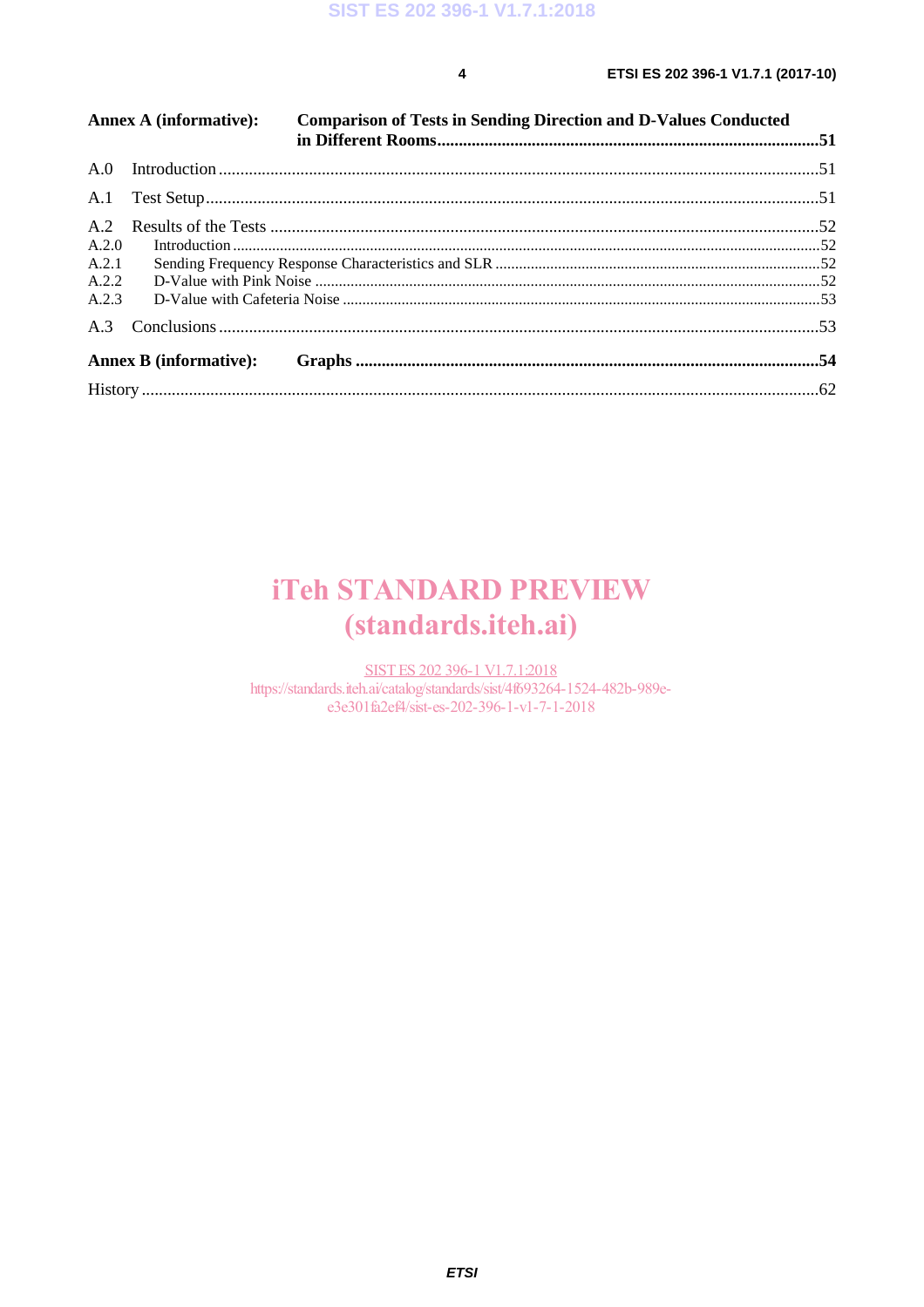**Annex A (informative): Comparison of Tests in Sending Direction and D-Values Conducted in Different Rooms** ........ 51

A.0 Introduction ........ 51

A.1 Test Setup ........ 51

A.2 Results of the Tests ........ 52

A.2.0 Introduction ........ 52

A.2.1 Sending Frequency Response Characteristics and SLR ........ 52

A.2.2 D-Value with Pink Noise ........ 52

A.2.3 D-Value with Cafeteria Noise ........ 53

A.3 Conclusions ........ 53

**Annex B (informative): Graphs** ........ 54

History ........ 62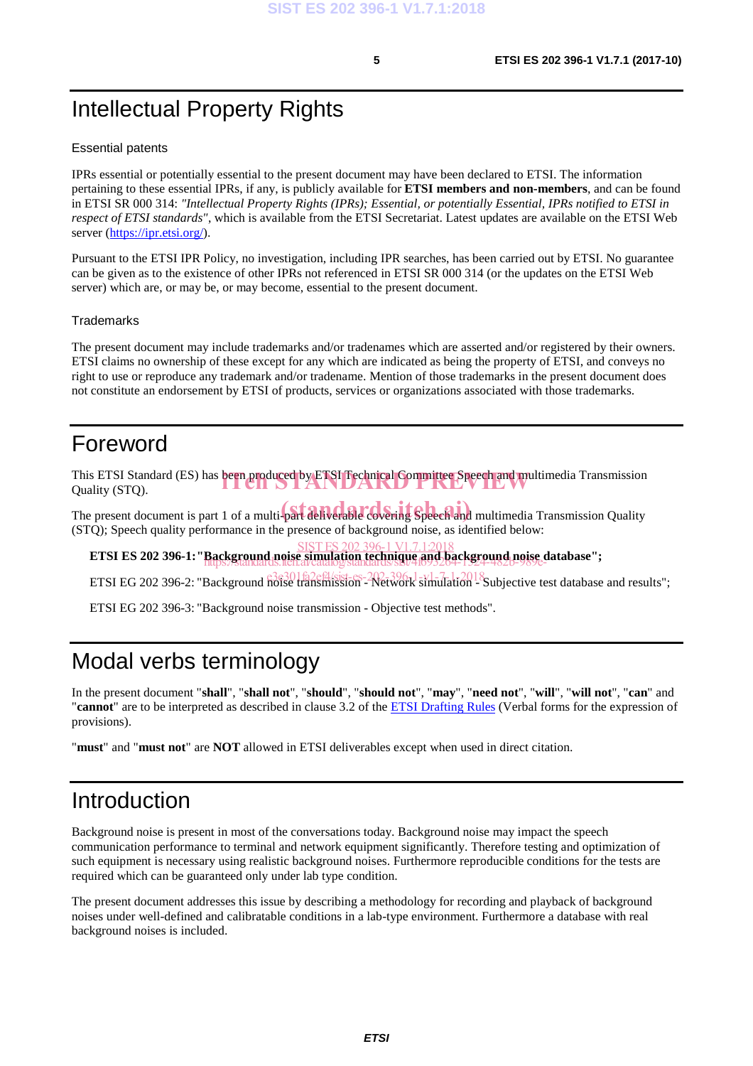# Intellectual Property Rights

## Essential patents

IPRs essential or potentially essential to the present document may have been declared to ETSI. The information pertaining to these essential IPRs, if any, is publicly available for **ETSI members and non-members**, and can be found in ETSI SR 000 314: *"Intellectual Property Rights (IPRs); Essential, or potentially Essential, IPRs notified to ETSI in respect of ETSI standards"*, which is available from the ETSI Secretariat. Latest updates are available on the ETSI Web server (https://ipr.etsi.org/).

Pursuant to the ETSI IPR Policy, no investigation, including IPR searches, has been carried out by ETSI. No guarantee can be given as to the existence of other IPRs not referenced in ETSI SR 000 314 (or the updates on the ETSI Web server) which are, or may be, or may become, essential to the present document.

## Trademarks

The present document may include trademarks and/or tradenames which are asserted and/or registered by their owners. ETSI claims no ownership of these except for any which are indicated as being the property of ETSI, and conveys no right to use or reproduce any trademark and/or tradename. Mention of those trademarks in the present document does not constitute an endorsement by ETSI of products, services or organizations associated with those trademarks.

# Foreword

This ETSI Standard (ES) has been produced by ETSI Technical Committee Speech and multimedia Transmission Quality (STQ).

The present document is part 1 of a multi-part deliverable covering Speech and multimedia Transmission Quality (STQ); Speech quality performance in the presence of background noise, as identified below:

**ETSI ES 202 396-1: "Background noise simulation technique and background noise database";**

ETSI EG 202 396-2: "Background noise transmission - Network simulation - Subjective test database and results";

ETSI EG 202 396-3: "Background noise transmission - Objective test methods".

# Modal verbs terminology

In the present document "**shall**", "**shall not**", "**should**", "**should not**", "**may**", "**need not**", "**will**", "**will not**", "**can**" and "**cannot**" are to be interpreted as described in clause 3.2 of the ETSI Drafting Rules (Verbal forms for the expression of provisions).

"**must**" and "**must not**" are **NOT** allowed in ETSI deliverables except when used in direct citation.

# Introduction

Background noise is present in most of the conversations today. Background noise may impact the speech communication performance to terminal and network equipment significantly. Therefore testing and optimization of such equipment is necessary using realistic background noises. Furthermore reproducible conditions for the tests are required which can be guaranteed only under lab type condition.

The present document addresses this issue by describing a methodology for recording and playback of background noises under well-defined and calibratable conditions in a lab-type environment. Furthermore a database with real background noises is included.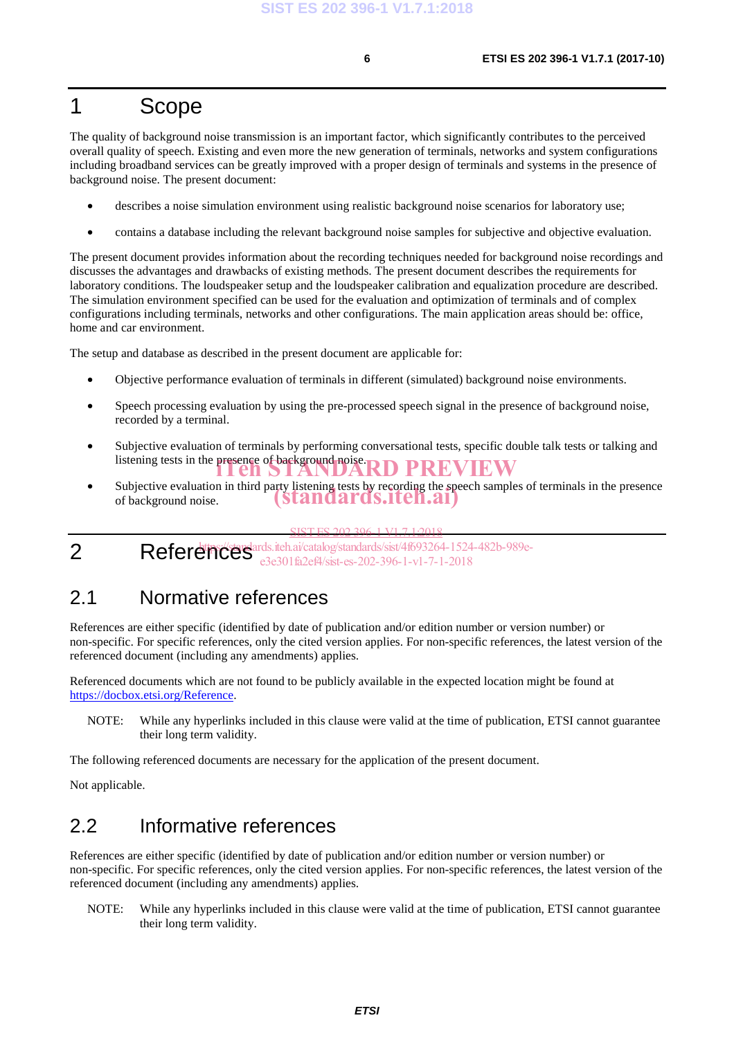# 1 Scope

The quality of background noise transmission is an important factor, which significantly contributes to the perceived overall quality of speech. Existing and even more the new generation of terminals, networks and system configurations including broadband services can be greatly improved with a proper design of terminals and systems in the presence of background noise. The present document:

- describes a noise simulation environment using realistic background noise scenarios for laboratory use;
- contains a database including the relevant background noise samples for subjective and objective evaluation.

The present document provides information about the recording techniques needed for background noise recordings and discusses the advantages and drawbacks of existing methods. The present document describes the requirements for laboratory conditions. The loudspeaker setup and the loudspeaker calibration and equalization procedure are described. The simulation environment specified can be used for the evaluation and optimization of terminals and of complex configurations including terminals, networks and other configurations. The main application areas should be: office, home and car environment.

The setup and database as described in the present document are applicable for:

- Objective performance evaluation of terminals in different (simulated) background noise environments.
- Speech processing evaluation by using the pre-processed speech signal in the presence of background noise, recorded by a terminal.
- Subjective evaluation of terminals by performing conversational tests, specific double talk tests or talking and listening tests in the presence of background noise.
- Subjective evaluation in third party listening tests by recording the speech samples of terminals in the presence of background noise.

# 2 References

## 2.1 Normative references

References are either specific (identified by date of publication and/or edition number or version number) or non-specific. For specific references, only the cited version applies. For non-specific references, the latest version of the referenced document (including any amendments) applies.

Referenced documents which are not found to be publicly available in the expected location might be found at https://docbox.etsi.org/Reference.

NOTE: While any hyperlinks included in this clause were valid at the time of publication, ETSI cannot guarantee their long term validity.

The following referenced documents are necessary for the application of the present document.

Not applicable.

## 2.2 Informative references

References are either specific (identified by date of publication and/or edition number or version number) or non-specific. For specific references, only the cited version applies. For non-specific references, the latest version of the referenced document (including any amendments) applies.

NOTE: While any hyperlinks included in this clause were valid at the time of publication, ETSI cannot guarantee their long term validity.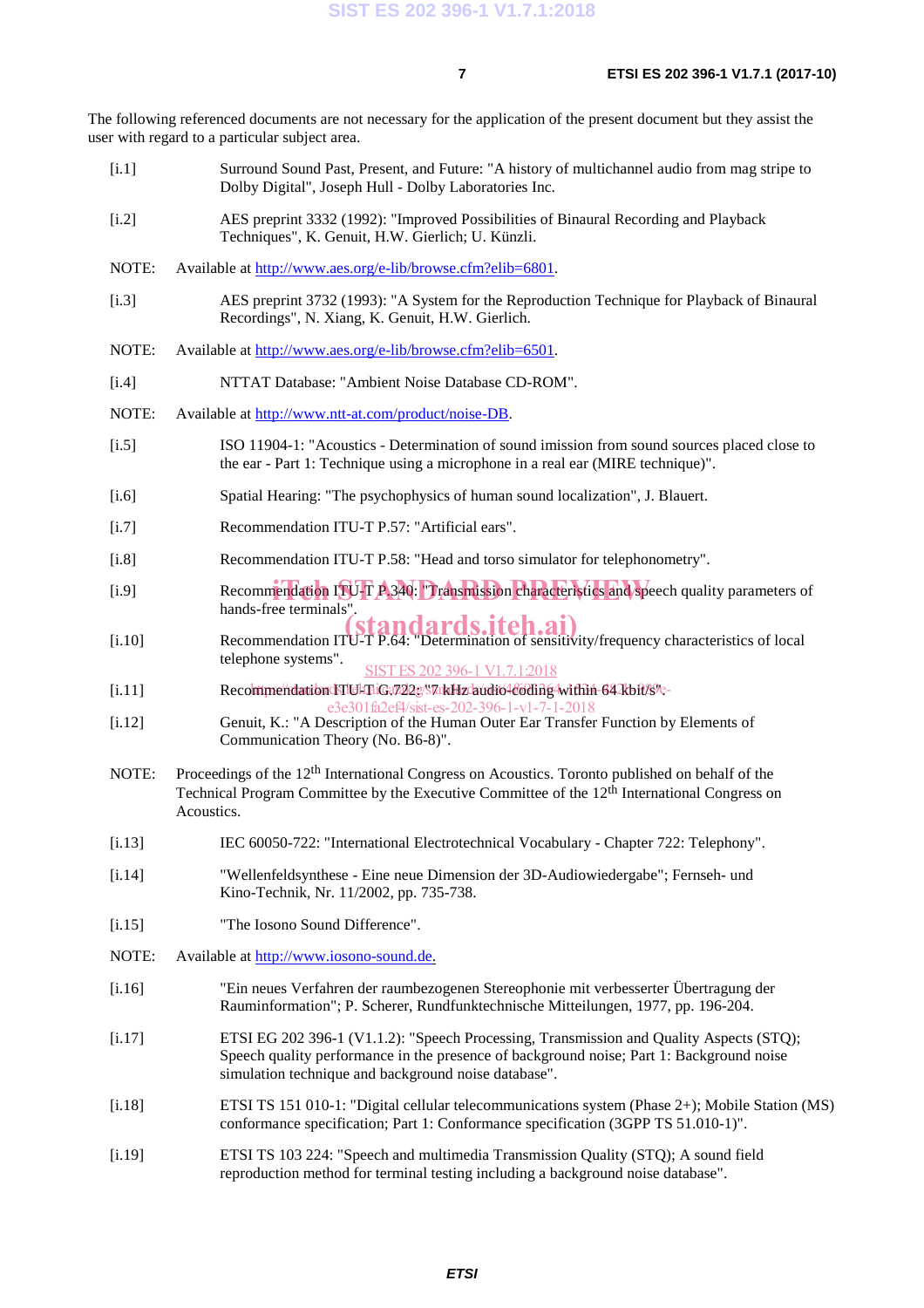The following referenced documents are not necessary for the application of the present document but they assist the user with regard to a particular subject area.

[i.1] Surround Sound Past, Present, and Future: "A history of multichannel audio from mag stripe to Dolby Digital", Joseph Hull - Dolby Laboratories Inc.

[i.2] AES preprint 3332 (1992): "Improved Possibilities of Binaural Recording and Playback Techniques", K. Genuit, H.W. Gierlich; U. Künzli.

NOTE: Available at http://www.aes.org/e-lib/browse.cfm?elib=6801.

[i.3] AES preprint 3732 (1993): "A System for the Reproduction Technique for Playback of Binaural Recordings", N. Xiang, K. Genuit, H.W. Gierlich.

NOTE: Available at http://www.aes.org/e-lib/browse.cfm?elib=6501.

[i.4] NTTAT Database: "Ambient Noise Database CD-ROM".

NOTE: Available at http://www.ntt-at.com/product/noise-DB.

[i.5] ISO 11904-1: "Acoustics - Determination of sound immission from sound sources placed close to the ear - Part 1: Technique using a microphone in a real ear (MIRE technique)".

[i.6] Spatial Hearing: "The psychophysics of human sound localization", J. Blauert.

[i.7] Recommendation ITU-T P.57: "Artificial ears".

[i.8] Recommendation ITU-T P.58: "Head and torso simulator for telephonometry".

[i.9] Recommendation ITU-T P.340: "Transmission characteristics and speech quality parameters of hands-free terminals".

[i.10] Recommendation ITU-T P.64: "Determination of sensitivity/frequency characteristics of local telephone systems".

[i.11] Recommendation ITU-T G.722: "7 kHz audio-coding within 64 kbit/s".

[i.12] Genuit, K.: "A Description of the Human Outer Ear Transfer Function by Elements of Communication Theory (No. B6-8)".

NOTE: Proceedings of the 12th International Congress on Acoustics. Toronto published on behalf of the Technical Program Committee by the Executive Committee of the 12th International Congress on Acoustics.

[i.13] IEC 60050-722: "International Electrotechnical Vocabulary - Chapter 722: Telephony".

[i.14] "Wellenfeldsynthese - Eine neue Dimension der 3D-Audiowiedergabe"; Fernseh- und Kino-Technik, Nr. 11/2002, pp. 735-738.

[i.15] "The Iosono Sound Difference".

NOTE: Available at http://www.iosono-sound.de.

[i.16] "Ein neues Verfahren der raumbezogenen Stereophonie mit verbesserter Übertragung der Rauminformation"; P. Scherer, Rundfunktechnische Mitteilungen, 1977, pp. 196-204.

[i.17] ETSI EG 202 396-1 (V1.1.2): "Speech Processing, Transmission and Quality Aspects (STQ); Speech quality performance in the presence of background noise; Part 1: Background noise simulation technique and background noise database".

[i.18] ETSI TS 151 010-1: "Digital cellular telecommunications system (Phase 2+); Mobile Station (MS) conformance specification; Part 1: Conformance specification (3GPP TS 51.010-1)".

[i.19] ETSI TS 103 224: "Speech and multimedia Transmission Quality (STQ); A sound field reproduction method for terminal testing including a background noise database".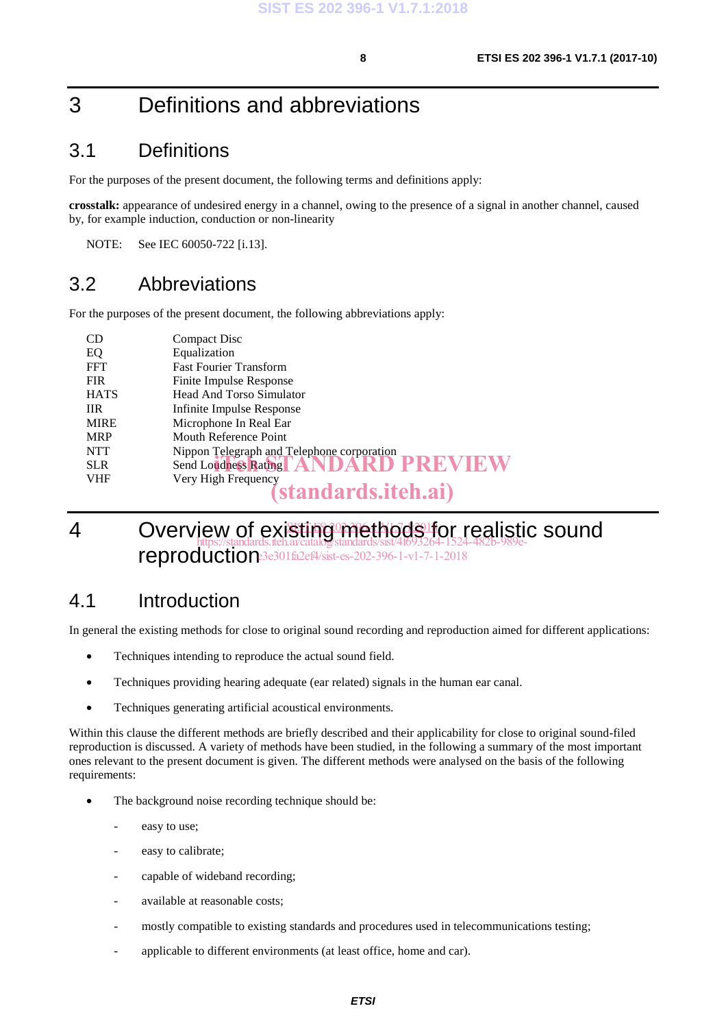# 3 Definitions and abbreviations

## 3.1 Definitions

For the purposes of the present document, the following terms and definitions apply:

**crosstalk:** appearance of undesired energy in a channel, owing to the presence of a signal in another channel, caused by, for example induction, conduction or non-linearity

NOTE: See IEC 60050-722 [i.13].

## 3.2 Abbreviations

For the purposes of the present document, the following abbreviations apply:

| | |
|---|---|
| CD | Compact Disc |
| EQ | Equalization |
| FFT | Fast Fourier Transform |
| FIR | Finite Impulse Response |
| HATS | Head And Torso Simulator |
| IIR | Infinite Impulse Response |
| MIRE | Microphone In Real Ear |
| MRP | Mouth Reference Point |
| NTT | Nippon Telegraph and Telephone corporation |
| SLR | Send Loudness Rating |
| VHF | Very High Frequency |

# 4 Overview of existing methods for realistic sound reproduction

## 4.1 Introduction

In general the existing methods for close to original sound recording and reproduction aimed for different applications:

- Techniques intending to reproduce the actual sound field.
- Techniques providing hearing adequate (ear related) signals in the human ear canal.
- Techniques generating artificial acoustical environments.

Within this clause the different methods are briefly described and their applicability for close to original sound-filed reproduction is discussed. A variety of methods have been studied, in the following a summary of the most important ones relevant to the present document is given. The different methods were analysed on the basis of the following requirements:

- The background noise recording technique should be:
  - easy to use;
  - easy to calibrate;
  - capable of wideband recording;
  - available at reasonable costs;
  - mostly compatible to existing standards and procedures used in telecommunications testing;
  - applicable to different environments (at least office, home and car).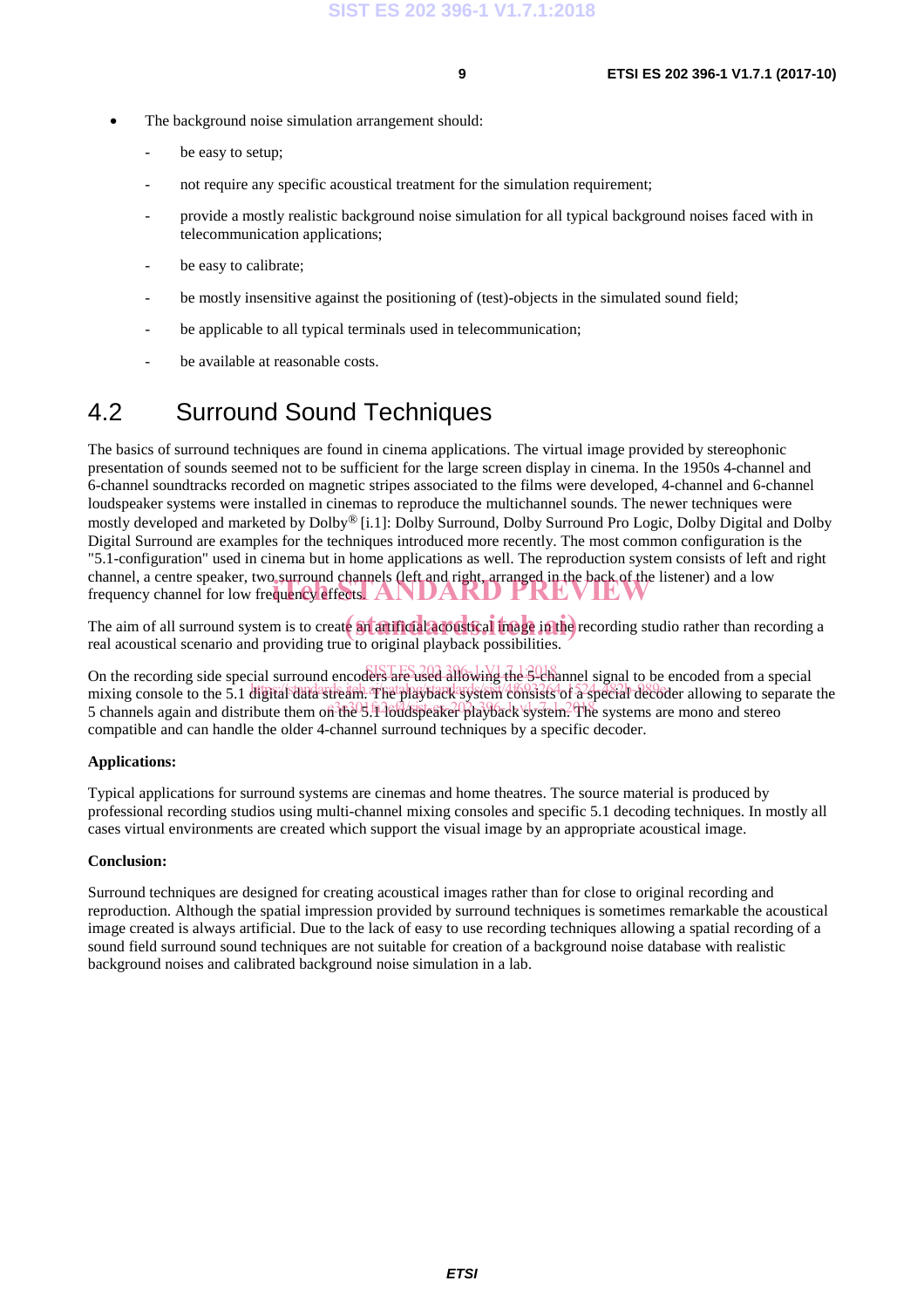- The background noise simulation arrangement should:
  - be easy to setup;
  - not require any specific acoustical treatment for the simulation requirement;
  - provide a mostly realistic background noise simulation for all typical background noises faced with in telecommunication applications;
  - be easy to calibrate;
  - be mostly insensitive against the positioning of (test)-objects in the simulated sound field;
  - be applicable to all typical terminals used in telecommunication;
  - be available at reasonable costs.

## 4.2 Surround Sound Techniques

The basics of surround techniques are found in cinema applications. The virtual image provided by stereophonic presentation of sounds seemed not to be sufficient for the large screen display in cinema. In the 1950s 4-channel and 6-channel soundtracks recorded on magnetic stripes associated to the films were developed, 4-channel and 6-channel loudspeaker systems were installed in cinemas to reproduce the multichannel sounds. The newer techniques were mostly developed and marketed by Dolby® [i.1]: Dolby Surround, Dolby Surround Pro Logic, Dolby Digital and Dolby Digital Surround are examples for the techniques introduced more recently. The most common configuration is the "5.1-configuration" used in cinema but in home applications as well. The reproduction system consists of left and right channel, a centre speaker, two surround channels (left and right, arranged in the back of the listener) and a low frequency channel for low frequency effects.

The aim of all surround system is to create an artificial acoustical image in the recording studio rather than recording a real acoustical scenario and providing true to original playback possibilities.

On the recording side special surround encoders are used allowing the 5-channel signal to be encoded from a special mixing console to the 5.1 digital data stream. The playback system consists of a special decoder allowing to separate the 5 channels again and distribute them on the 5.1 loudspeaker playback system. The systems are mono and stereo compatible and can handle the older 4-channel surround techniques by a specific decoder.

**Applications:**

Typical applications for surround systems are cinemas and home theatres. The source material is produced by professional recording studios using multi-channel mixing consoles and specific 5.1 decoding techniques. In mostly all cases virtual environments are created which support the visual image by an appropriate acoustical image.

**Conclusion:**

Surround techniques are designed for creating acoustical images rather than for close to original recording and reproduction. Although the spatial impression provided by surround techniques is sometimes remarkable the acoustical image created is always artificial. Due to the lack of easy to use recording techniques allowing a spatial recording of a sound field surround sound techniques are not suitable for creation of a background noise database with realistic background noises and calibrated background noise simulation in a lab.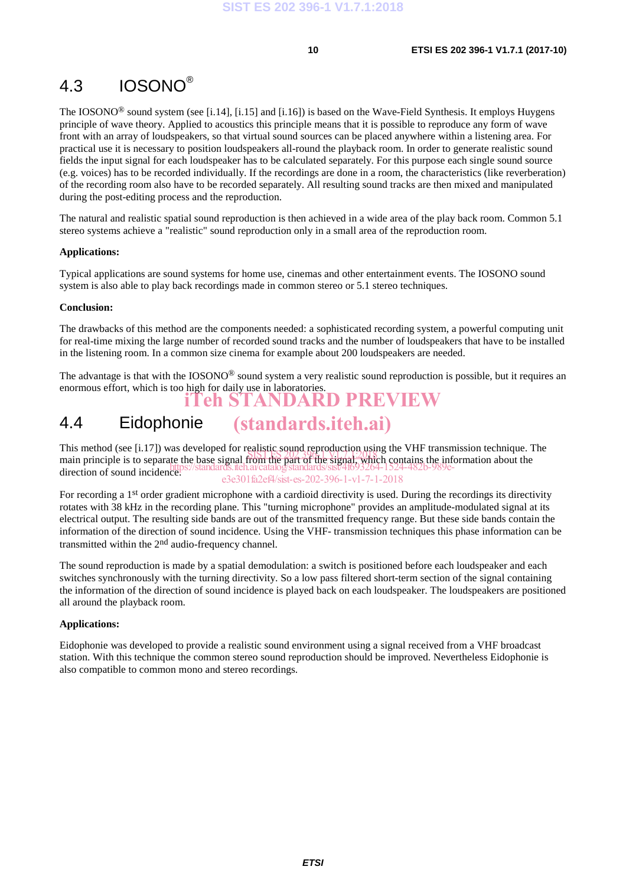## 4.3 IOSONO®

The IOSONO® sound system (see [i.14], [i.15] and [i.16]) is based on the Wave-Field Synthesis. It employs Huygens principle of wave theory. Applied to acoustics this principle means that it is possible to reproduce any form of wave front with an array of loudspeakers, so that virtual sound sources can be placed anywhere within a listening area. For practical use it is necessary to position loudspeakers all-round the playback room. In order to generate realistic sound fields the input signal for each loudspeaker has to be calculated separately. For this purpose each single sound source (e.g. voices) has to be recorded individually. If the recordings are done in a room, the characteristics (like reverberation) of the recording room also have to be recorded separately. All resulting sound tracks are then mixed and manipulated during the post-editing process and the reproduction.

The natural and realistic spatial sound reproduction is then achieved in a wide area of the play back room. Common 5.1 stereo systems achieve a "realistic" sound reproduction only in a small area of the reproduction room.

**Applications:**

Typical applications are sound systems for home use, cinemas and other entertainment events. The IOSONO sound system is also able to play back recordings made in common stereo or 5.1 stereo techniques.

**Conclusion:**

The drawbacks of this method are the components needed: a sophisticated recording system, a powerful computing unit for real-time mixing the large number of recorded sound tracks and the number of loudspeakers that have to be installed in the listening room. In a common size cinema for example about 200 loudspeakers are needed.

The advantage is that with the IOSONO® sound system a very realistic sound reproduction is possible, but it requires an enormous effort, which is too high for daily use in laboratories.

## 4.4 Eidophonie

This method (see [i.17]) was developed for realistic sound reproduction using the VHF transmission technique. The main principle is to separate the base signal from the part of the signal, which contains the information about the direction of sound incidence.

For recording a 1st order gradient microphone with a cardioid directivity is used. During the recordings its directivity rotates with 38 kHz in the recording plane. This "turning microphone" provides an amplitude-modulated signal at its electrical output. The resulting side bands are out of the transmitted frequency range. But these side bands contain the information of the direction of sound incidence. Using the VHF- transmission techniques this phase information can be transmitted within the 2nd audio-frequency channel.

The sound reproduction is made by a spatial demodulation: a switch is positioned before each loudspeaker and each switches synchronously with the turning directivity. So a low pass filtered short-term section of the signal containing the information of the direction of sound incidence is played back on each loudspeaker. The loudspeakers are positioned all around the playback room.

**Applications:**

Eidophonie was developed to provide a realistic sound environment using a signal received from a VHF broadcast station. With this technique the common stereo sound reproduction should be improved. Nevertheless Eidophonie is also compatible to common mono and stereo recordings.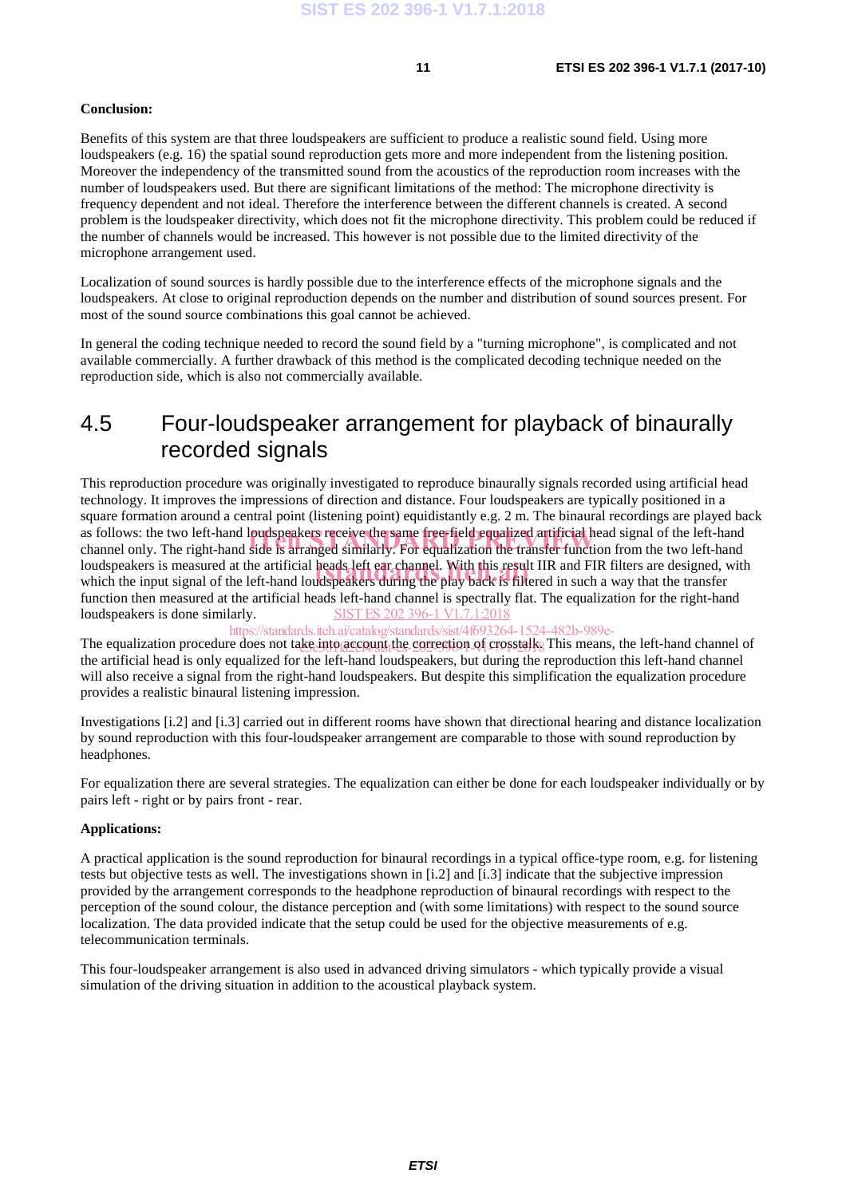**Conclusion:**

Benefits of this system are that three loudspeakers are sufficient to produce a realistic sound field. Using more loudspeakers (e.g. 16) the spatial sound reproduction gets more and more independent from the listening position. Moreover the independency of the transmitted sound from the acoustics of the reproduction room increases with the number of loudspeakers used. But there are significant limitations of the method: The microphone directivity is frequency dependent and not ideal. Therefore the interference between the different channels is created. A second problem is the loudspeaker directivity, which does not fit the microphone directivity. This problem could be reduced if the number of channels would be increased. This however is not possible due to the limited directivity of the microphone arrangement used.

Localization of sound sources is hardly possible due to the interference effects of the microphone signals and the loudspeakers. At close to original reproduction depends on the number and distribution of sound sources present. For most of the sound source combinations this goal cannot be achieved.

In general the coding technique needed to record the sound field by a "turning microphone", is complicated and not available commercially. A further drawback of this method is the complicated decoding technique needed on the reproduction side, which is also not commercially available.

## 4.5 Four-loudspeaker arrangement for playback of binaurally recorded signals

This reproduction procedure was originally investigated to reproduce binaurally signals recorded using artificial head technology. It improves the impressions of direction and distance. Four loudspeakers are typically positioned in a square formation around a central point (listening point) equidistantly e.g. 2 m. The binaural recordings are played back as follows: the two left-hand loudspeakers receive the same free-field equalized artificial head signal of the left-hand channel only. The right-hand side is arranged similarly. For equalization the transfer function from the two left-hand loudspeakers is measured at the artificial heads left ear channel. With this result IIR and FIR filters are designed, with which the input signal of the left-hand loudspeakers during the play back is filtered in such a way that the transfer function then measured at the artificial heads left-hand channel is spectrally flat. The equalization for the right-hand loudspeakers is done similarly.

The equalization procedure does not take into account the correction of crosstalk. This means, the left-hand channel of the artificial head is only equalized for the left-hand loudspeakers, but during the reproduction this left-hand channel will also receive a signal from the right-hand loudspeakers. But despite this simplification the equalization procedure provides a realistic binaural listening impression.

Investigations [i.2] and [i.3] carried out in different rooms have shown that directional hearing and distance localization by sound reproduction with this four-loudspeaker arrangement are comparable to those with sound reproduction by headphones.

For equalization there are several strategies. The equalization can either be done for each loudspeaker individually or by pairs left - right or by pairs front - rear.

**Applications:**

A practical application is the sound reproduction for binaural recordings in a typical office-type room, e.g. for listening tests but objective tests as well. The investigations shown in [i.2] and [i.3] indicate that the subjective impression provided by the arrangement corresponds to the headphone reproduction of binaural recordings with respect to the perception of the sound colour, the distance perception and (with some limitations) with respect to the sound source localization. The data provided indicate that the setup could be used for the objective measurements of e.g. telecommunication terminals.

This four-loudspeaker arrangement is also used in advanced driving simulators - which typically provide a visual simulation of the driving situation in addition to the acoustical playback system.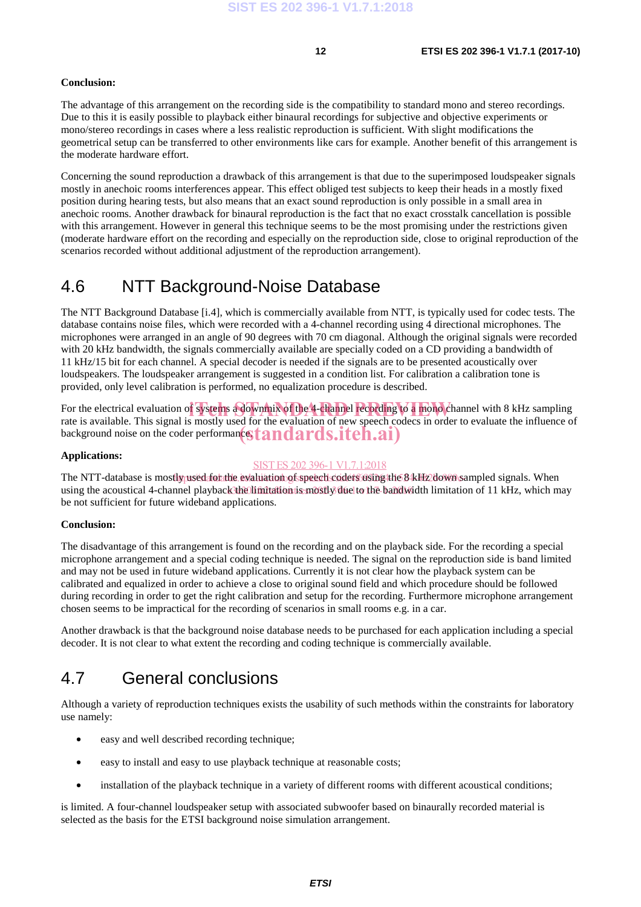**Conclusion:**

The advantage of this arrangement on the recording side is the compatibility to standard mono and stereo recordings. Due to this it is easily possible to playback either binaural recordings for subjective and objective experiments or mono/stereo recordings in cases where a less realistic reproduction is sufficient. With slight modifications the geometrical setup can be transferred to other environments like cars for example. Another benefit of this arrangement is the moderate hardware effort.

Concerning the sound reproduction a drawback of this arrangement is that due to the superimposed loudspeaker signals mostly in anechoic rooms interferences appear. This effect obliged test subjects to keep their heads in a mostly fixed position during hearing tests, but also means that an exact sound reproduction is only possible in a small area in anechoic rooms. Another drawback for binaural reproduction is the fact that no exact crosstalk cancellation is possible with this arrangement. However in general this technique seems to be the most promising under the restrictions given (moderate hardware effort on the recording and especially on the reproduction side, close to original reproduction of the scenarios recorded without additional adjustment of the reproduction arrangement).

# 4.6 NTT Background-Noise Database

The NTT Background Database [i.4], which is commercially available from NTT, is typically used for codec tests. The database contains noise files, which were recorded with a 4-channel recording using 4 directional microphones. The microphones were arranged in an angle of 90 degrees with 70 cm diagonal. Although the original signals were recorded with 20 kHz bandwidth, the signals commercially available are specially coded on a CD providing a bandwidth of 11 kHz/15 bit for each channel. A special decoder is needed if the signals are to be presented acoustically over loudspeakers. The loudspeaker arrangement is suggested in a condition list. For calibration a calibration tone is provided, only level calibration is performed, no equalization procedure is described.

For the electrical evaluation of systems a downmix of the 4-channel recording to a mono channel with 8 kHz sampling rate is available. This signal is mostly used for the evaluation of new speech codecs in order to evaluate the influence of background noise on the coder performance.

**Applications:**

The NTT-database is mostly used for the evaluation of speech coders using the 8 kHz down sampled signals. When using the acoustical 4-channel playback the limitation is mostly due to the bandwidth limitation of 11 kHz, which may be not sufficient for future wideband applications.

**Conclusion:**

The disadvantage of this arrangement is found on the recording and on the playback side. For the recording a special microphone arrangement and a special coding technique is needed. The signal on the reproduction side is band limited and may not be used in future wideband applications. Currently it is not clear how the playback system can be calibrated and equalized in order to achieve a close to original sound field and which procedure should be followed during recording in order to get the right calibration and setup for the recording. Furthermore microphone arrangement chosen seems to be impractical for the recording of scenarios in small rooms e.g. in a car.

Another drawback is that the background noise database needs to be purchased for each application including a special decoder. It is not clear to what extent the recording and coding technique is commercially available.

# 4.7 General conclusions

Although a variety of reproduction techniques exists the usability of such methods within the constraints for laboratory use namely:

- easy and well described recording technique;
- easy to install and easy to use playback technique at reasonable costs;
- installation of the playback technique in a variety of different rooms with different acoustical conditions;

is limited. A four-channel loudspeaker setup with associated subwoofer based on binaurally recorded material is selected as the basis for the ETSI background noise simulation arrangement.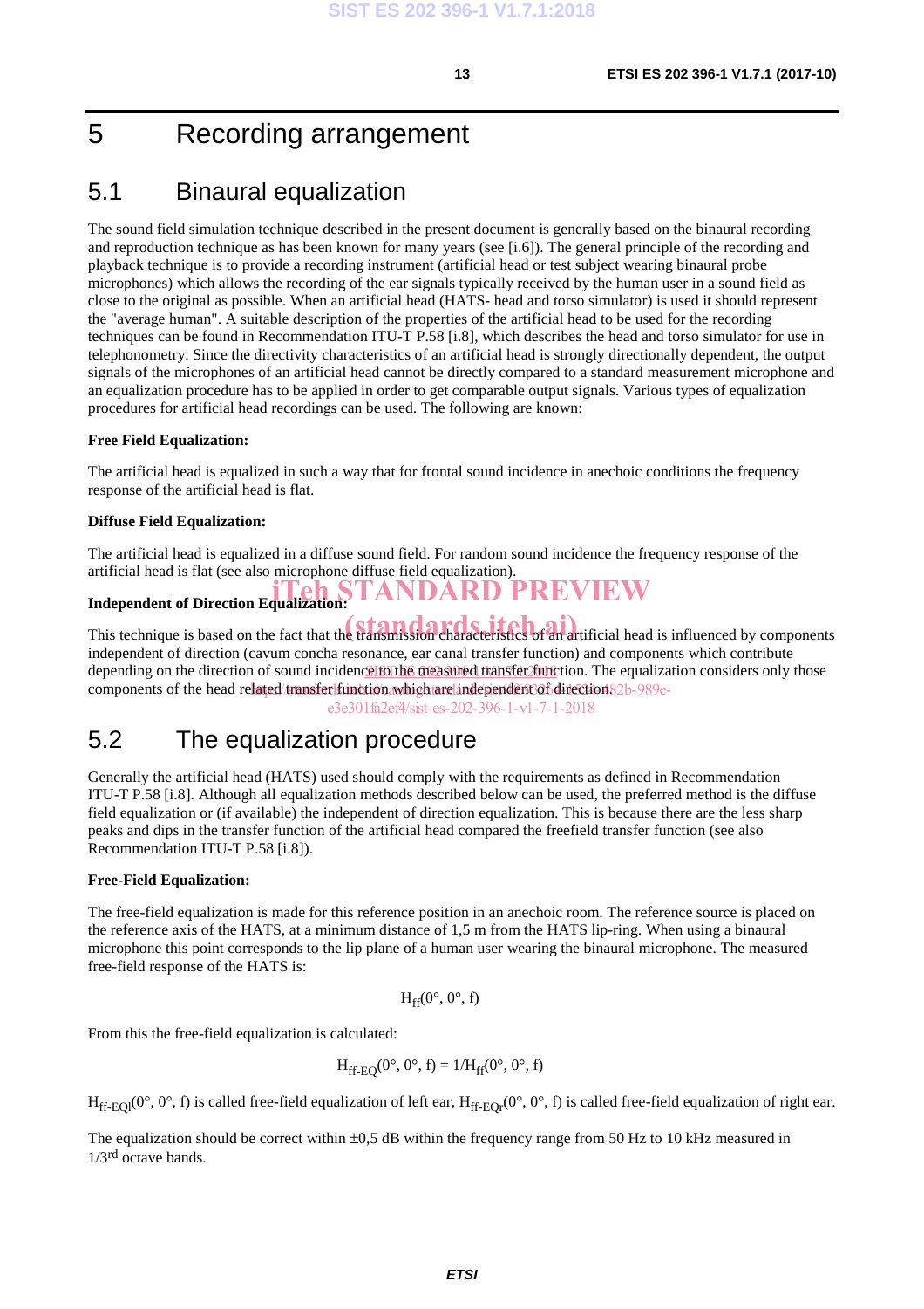# 5 Recording arrangement

## 5.1 Binaural equalization

The sound field simulation technique described in the present document is generally based on the binaural recording and reproduction technique as has been known for many years (see [i.6]). The general principle of the recording and playback technique is to provide a recording instrument (artificial head or test subject wearing binaural probe microphones) which allows the recording of the ear signals typically received by the human user in a sound field as close to the original as possible. When an artificial head (HATS- head and torso simulator) is used it should represent the "average human". A suitable description of the properties of the artificial head to be used for the recording techniques can be found in Recommendation ITU-T P.58 [i.8], which describes the head and torso simulator for use in telephonometry. Since the directivity characteristics of an artificial head is strongly directionally dependent, the output signals of the microphones of an artificial head cannot be directly compared to a standard measurement microphone and an equalization procedure has to be applied in order to get comparable output signals. Various types of equalization procedures for artificial head recordings can be used. The following are known:

**Free Field Equalization:**

The artificial head is equalized in such a way that for frontal sound incidence in anechoic conditions the frequency response of the artificial head is flat.

**Diffuse Field Equalization:**

The artificial head is equalized in a diffuse sound field. For random sound incidence the frequency response of the artificial head is flat (see also microphone diffuse field equalization).

**Independent of Direction Equalization:**

This technique is based on the fact that the transmission characteristics of an artificial head is influenced by components independent of direction (cavum concha resonance, ear canal transfer function) and components which contribute depending on the direction of sound incidence to the measured transfer function. The equalization considers only those components of the head related transfer function which are independent of direction.

## 5.2 The equalization procedure

Generally the artificial head (HATS) used should comply with the requirements as defined in Recommendation ITU-T P.58 [i.8]. Although all equalization methods described below can be used, the preferred method is the diffuse field equalization or (if available) the independent of direction equalization. This is because there are the less sharp peaks and dips in the transfer function of the artificial head compared the freefield transfer function (see also Recommendation ITU-T P.58 [i.8]).

**Free-Field Equalization:**

The free-field equalization is made for this reference position in an anechoic room. The reference source is placed on the reference axis of the HATS, at a minimum distance of 1,5 m from the HATS lip-ring. When using a binaural microphone this point corresponds to the lip plane of a human user wearing the binaural microphone. The measured free-field response of the HATS is:

$$H_{ff}(0°, 0°, f)$$

From this the free-field equalization is calculated:

$$H_{ff\text{-}EQ}(0°, 0°, f) = 1/H_{ff}(0°, 0°, f)$$

$H_{ff\text{-}EQl}(0°, 0°, f)$ is called free-field equalization of left ear, $H_{ff\text{-}EQr}(0°, 0°, f)$ is called free-field equalization of right ear.

The equalization should be correct within ±0,5 dB within the frequency range from 50 Hz to 10 kHz measured in 1/3rd octave bands.